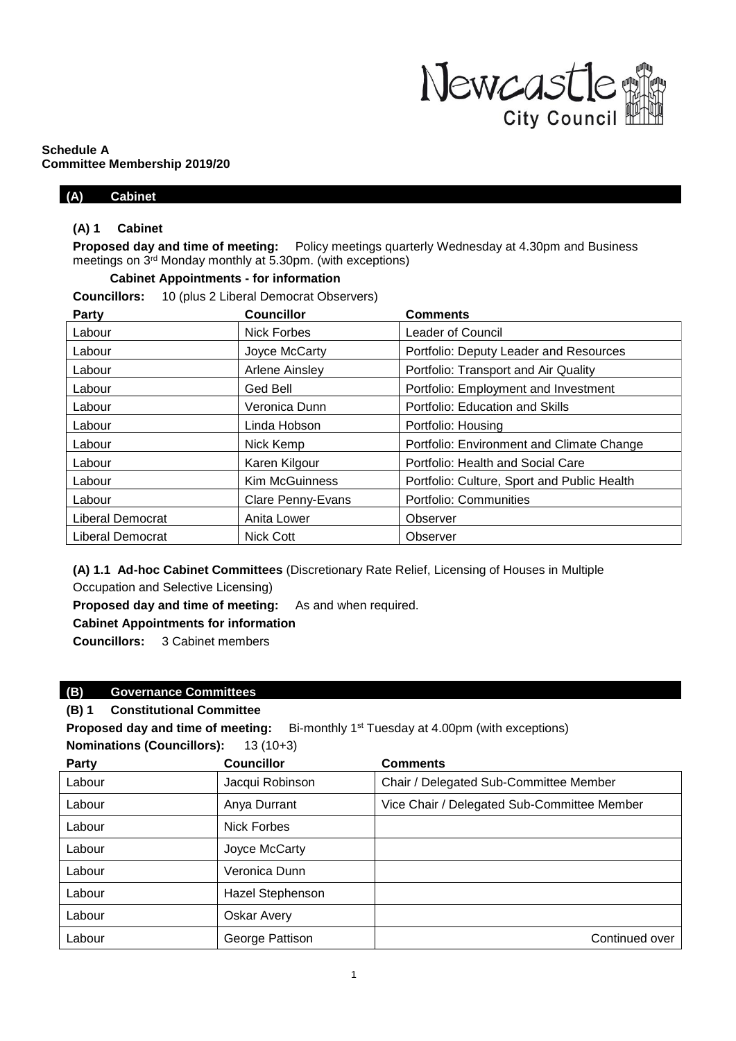**Schedule A**
**Committee Membership 2019/20**

## (A) Cabinet

### (A) 1 Cabinet

**Proposed day and time of meeting:** Policy meetings quarterly Wednesday at 4.30pm and Business meetings on 3rd Monday monthly at 5.30pm. (with exceptions)

**Cabinet Appointments - for information**

**Councillors:** 10 (plus 2 Liberal Democrat Observers)

| Party | Councillor | Comments |
|---|---|---|
| Labour | Nick Forbes | Leader of Council |
| Labour | Joyce McCarty | Portfolio: Deputy Leader and Resources |
| Labour | Arlene Ainsley | Portfolio: Transport and Air Quality |
| Labour | Ged Bell | Portfolio: Employment and Investment |
| Labour | Veronica Dunn | Portfolio: Education and Skills |
| Labour | Linda Hobson | Portfolio: Housing |
| Labour | Nick Kemp | Portfolio: Environment and Climate Change |
| Labour | Karen Kilgour | Portfolio: Health and Social Care |
| Labour | Kim McGuinness | Portfolio: Culture, Sport and Public Health |
| Labour | Clare Penny-Evans | Portfolio: Communities |
| Liberal Democrat | Anita Lower | Observer |
| Liberal Democrat | Nick Cott | Observer |

**(A) 1.1 Ad-hoc Cabinet Committees** (Discretionary Rate Relief, Licensing of Houses in Multiple Occupation and Selective Licensing)

**Proposed day and time of meeting:** As and when required.

**Cabinet Appointments for information**

**Councillors:** 3 Cabinet members

## (B) Governance Committees

### (B) 1 Constitutional Committee

**Proposed day and time of meeting:** Bi-monthly 1st Tuesday at 4.00pm (with exceptions)

**Nominations (Councillors):** 13 (10+3)

| Party | Councillor | Comments |
|---|---|---|
| Labour | Jacqui Robinson | Chair / Delegated Sub-Committee Member |
| Labour | Anya Durrant | Vice Chair / Delegated Sub-Committee Member |
| Labour | Nick Forbes | |
| Labour | Joyce McCarty | |
| Labour | Veronica Dunn | |
| Labour | Hazel Stephenson | |
| Labour | Oskar Avery | |
| Labour | George Pattison | Continued over |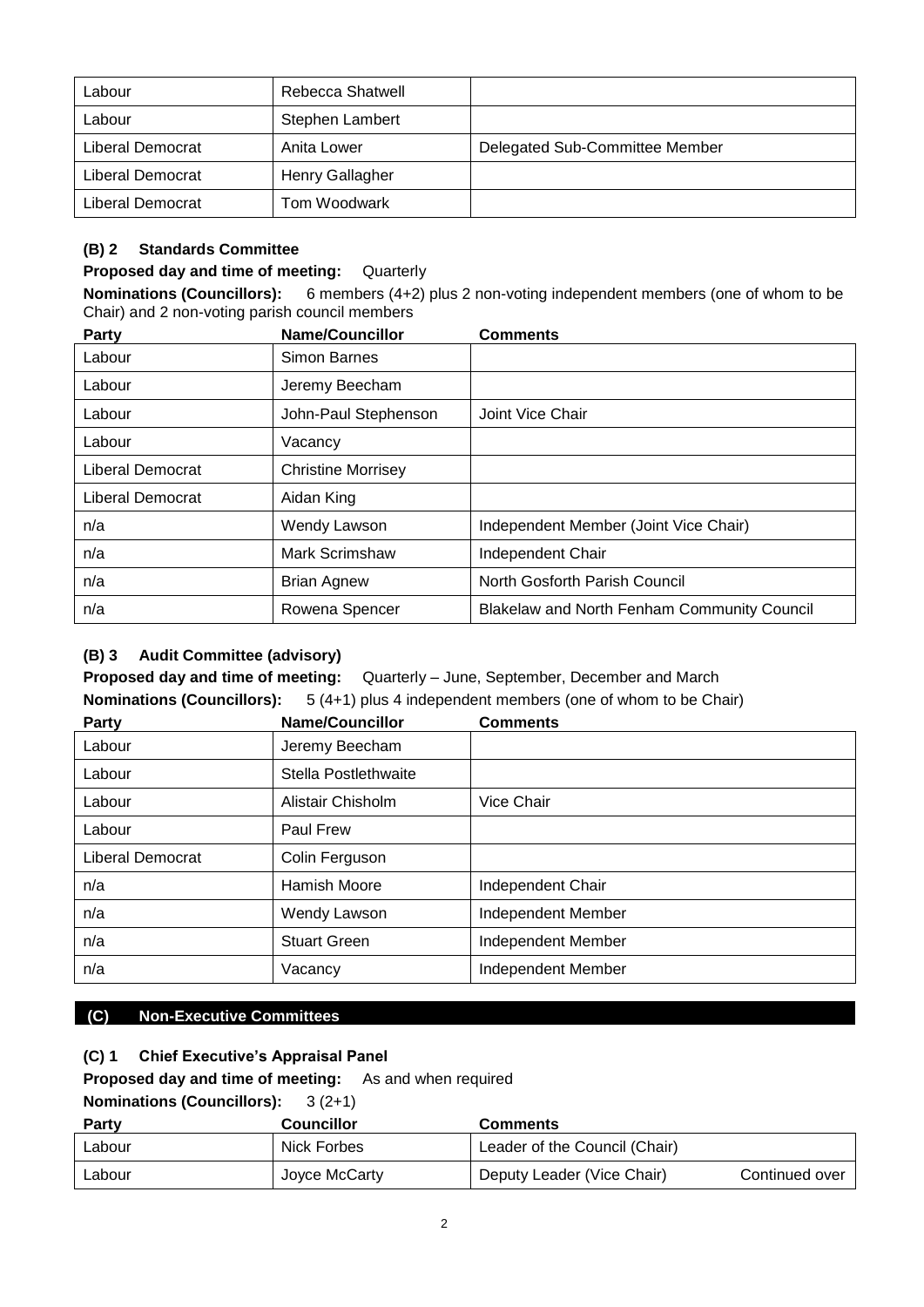| Labour | Rebecca Shatwell | |
|---|---|---|
| Labour | Stephen Lambert | |
| Liberal Democrat | Anita Lower | Delegated Sub-Committee Member |
| Liberal Democrat | Henry Gallagher | |
| Liberal Democrat | Tom Woodwark | |

### (B) 2 Standards Committee

**Proposed day and time of meeting:** Quarterly

**Nominations (Councillors):** 6 members (4+2) plus 2 non-voting independent members (one of whom to be Chair) and 2 non-voting parish council members

| Party | Name/Councillor | Comments |
|---|---|---|
| Labour | Simon Barnes | |
| Labour | Jeremy Beecham | |
| Labour | John-Paul Stephenson | Joint Vice Chair |
| Labour | Vacancy | |
| Liberal Democrat | Christine Morrisey | |
| Liberal Democrat | Aidan King | |
| n/a | Wendy Lawson | Independent Member (Joint Vice Chair) |
| n/a | Mark Scrimshaw | Independent Chair |
| n/a | Brian Agnew | North Gosforth Parish Council |
| n/a | Rowena Spencer | Blakelaw and North Fenham Community Council |

### (B) 3 Audit Committee (advisory)

**Proposed day and time of meeting:** Quarterly – June, September, December and March

**Nominations (Councillors):** 5 (4+1) plus 4 independent members (one of whom to be Chair)

| Party | Name/Councillor | Comments |
|---|---|---|
| Labour | Jeremy Beecham | |
| Labour | Stella Postlethwaite | |
| Labour | Alistair Chisholm | Vice Chair |
| Labour | Paul Frew | |
| Liberal Democrat | Colin Ferguson | |
| n/a | Hamish Moore | Independent Chair |
| n/a | Wendy Lawson | Independent Member |
| n/a | Stuart Green | Independent Member |
| n/a | Vacancy | Independent Member |

## (C) Non-Executive Committees

### (C) 1 Chief Executive's Appraisal Panel

**Proposed day and time of meeting:** As and when required

**Nominations (Councillors):** 3 (2+1)

| Party | Councillor | Comments |
|---|---|---|
| Labour | Nick Forbes | Leader of the Council (Chair) |
| Labour | Joyce McCarty | Deputy Leader (Vice Chair) Continued over |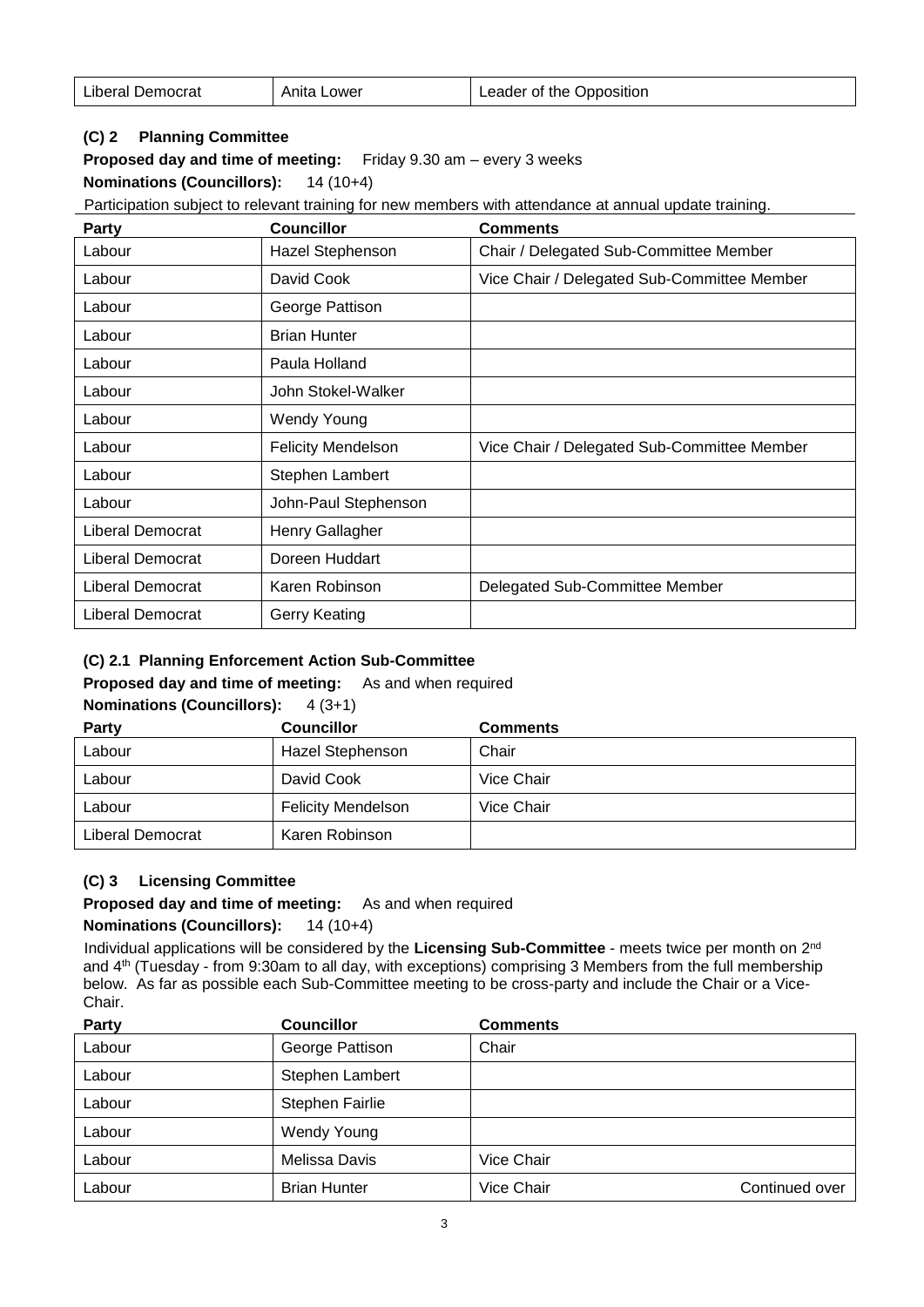| Liberal Democrat | Anita Lower | Leader of the Opposition |
|---|---|---|

### (C) 2 Planning Committee

**Proposed day and time of meeting:** Friday 9.30 am – every 3 weeks

**Nominations (Councillors):** 14 (10+4)

Participation subject to relevant training for new members with attendance at annual update training.

| Party | Councillor | Comments |
|---|---|---|
| Labour | Hazel Stephenson | Chair / Delegated Sub-Committee Member |
| Labour | David Cook | Vice Chair / Delegated Sub-Committee Member |
| Labour | George Pattison | |
| Labour | Brian Hunter | |
| Labour | Paula Holland | |
| Labour | John Stokel-Walker | |
| Labour | Wendy Young | |
| Labour | Felicity Mendelson | Vice Chair / Delegated Sub-Committee Member |
| Labour | Stephen Lambert | |
| Labour | John-Paul Stephenson | |
| Liberal Democrat | Henry Gallagher | |
| Liberal Democrat | Doreen Huddart | |
| Liberal Democrat | Karen Robinson | Delegated Sub-Committee Member |
| Liberal Democrat | Gerry Keating | |

### (C) 2.1 Planning Enforcement Action Sub-Committee

**Proposed day and time of meeting:** As and when required

**Nominations (Councillors):** 4 (3+1)

| Party | Councillor | Comments |
|---|---|---|
| Labour | Hazel Stephenson | Chair |
| Labour | David Cook | Vice Chair |
| Labour | Felicity Mendelson | Vice Chair |
| Liberal Democrat | Karen Robinson | |

### (C) 3 Licensing Committee

**Proposed day and time of meeting:** As and when required

**Nominations (Councillors):** 14 (10+4)

Individual applications will be considered by the **Licensing Sub-Committee** - meets twice per month on 2nd and 4th (Tuesday - from 9:30am to all day, with exceptions) comprising 3 Members from the full membership below. As far as possible each Sub-Committee meeting to be cross-party and include the Chair or a Vice-Chair.

| Party | Councillor | Comments |
|---|---|---|
| Labour | George Pattison | Chair |
| Labour | Stephen Lambert | |
| Labour | Stephen Fairlie | |
| Labour | Wendy Young | |
| Labour | Melissa Davis | Vice Chair |
| Labour | Brian Hunter | Vice Chair |

Continued over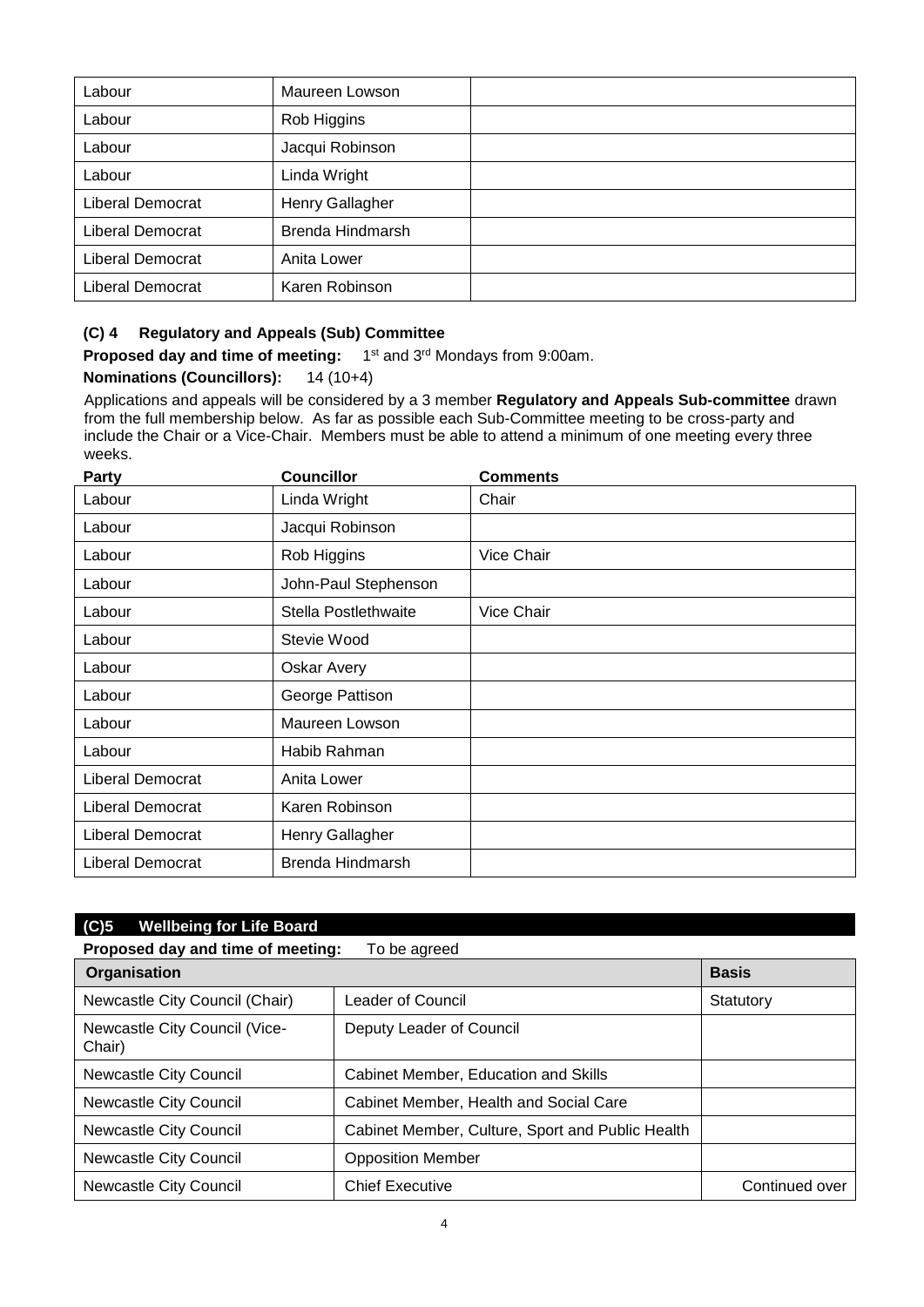| Labour | Maureen Lowson | |
|---|---|---|
| Labour | Rob Higgins | |
| Labour | Jacqui Robinson | |
| Labour | Linda Wright | |
| Liberal Democrat | Henry Gallagher | |
| Liberal Democrat | Brenda Hindmarsh | |
| Liberal Democrat | Anita Lower | |
| Liberal Democrat | Karen Robinson | |

### (C) 4 Regulatory and Appeals (Sub) Committee

**Proposed day and time of meeting:** 1st and 3rd Mondays from 9:00am.

**Nominations (Councillors):** 14 (10+4)

Applications and appeals will be considered by a 3 member **Regulatory and Appeals Sub-committee** drawn from the full membership below. As far as possible each Sub-Committee meeting to be cross-party and include the Chair or a Vice-Chair. Members must be able to attend a minimum of one meeting every three weeks.

| Party | Councillor | Comments |
|---|---|---|
| Labour | Linda Wright | Chair |
| Labour | Jacqui Robinson | |
| Labour | Rob Higgins | Vice Chair |
| Labour | John-Paul Stephenson | |
| Labour | Stella Postlethwaite | Vice Chair |
| Labour | Stevie Wood | |
| Labour | Oskar Avery | |
| Labour | George Pattison | |
| Labour | Maureen Lowson | |
| Labour | Habib Rahman | |
| Liberal Democrat | Anita Lower | |
| Liberal Democrat | Karen Robinson | |
| Liberal Democrat | Henry Gallagher | |
| Liberal Democrat | Brenda Hindmarsh | |

### (C)5 Wellbeing for Life Board

**Proposed day and time of meeting:** To be agreed

| Organisation | | Basis |
|---|---|---|
| Newcastle City Council (Chair) | Leader of Council | Statutory |
| Newcastle City Council (Vice-Chair) | Deputy Leader of Council | |
| Newcastle City Council | Cabinet Member, Education and Skills | |
| Newcastle City Council | Cabinet Member, Health and Social Care | |
| Newcastle City Council | Cabinet Member, Culture, Sport and Public Health | |
| Newcastle City Council | Opposition Member | |
| Newcastle City Council | Chief Executive | Continued over |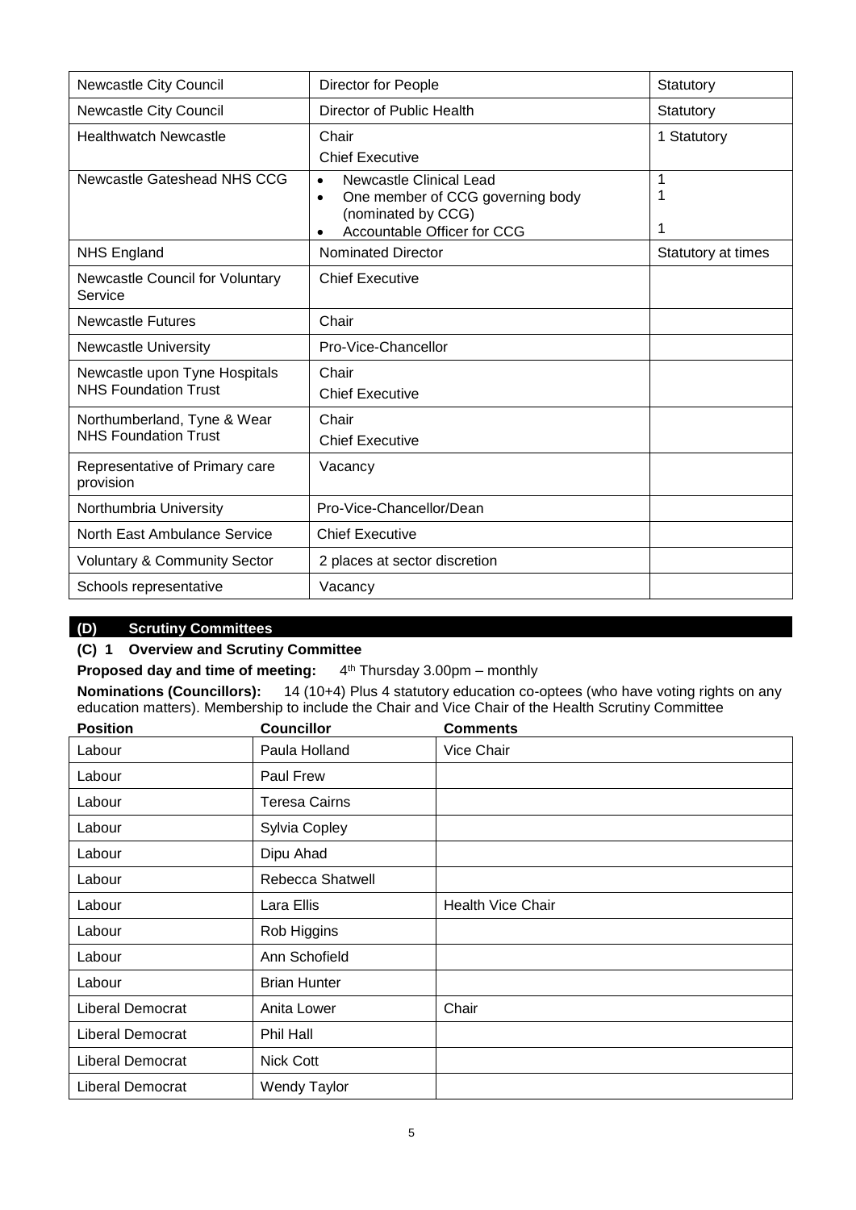| | | |
|---|---|---|
| Newcastle City Council | Director for People | Statutory |
| Newcastle City Council | Director of Public Health | Statutory |
| Healthwatch Newcastle | Chair<br>Chief Executive | 1 Statutory |
| Newcastle Gateshead NHS CCG | • Newcastle Clinical Lead<br>• One member of CCG governing body (nominated by CCG)<br>• Accountable Officer for CCG | 1<br>1<br><br>1 |
| NHS England | Nominated Director | Statutory at times |
| Newcastle Council for Voluntary Service | Chief Executive | |
| Newcastle Futures | Chair | |
| Newcastle University | Pro-Vice-Chancellor | |
| Newcastle upon Tyne Hospitals NHS Foundation Trust | Chair<br>Chief Executive | |
| Northumberland, Tyne & Wear NHS Foundation Trust | Chair<br>Chief Executive | |
| Representative of Primary care provision | Vacancy | |
| Northumbria University | Pro-Vice-Chancellor/Dean | |
| North East Ambulance Service | Chief Executive | |
| Voluntary & Community Sector | 2 places at sector discretion | |
| Schools representative | Vacancy | |

## (D) Scrutiny Committees

### (C) 1 Overview and Scrutiny Committee

**Proposed day and time of meeting:** 4th Thursday 3.00pm – monthly

**Nominations (Councillors):** 14 (10+4) Plus 4 statutory education co-optees (who have voting rights on any education matters). Membership to include the Chair and Vice Chair of the Health Scrutiny Committee

| Position | Councillor | Comments |
|---|---|---|
| Labour | Paula Holland | Vice Chair |
| Labour | Paul Frew | |
| Labour | Teresa Cairns | |
| Labour | Sylvia Copley | |
| Labour | Dipu Ahad | |
| Labour | Rebecca Shatwell | |
| Labour | Lara Ellis | Health Vice Chair |
| Labour | Rob Higgins | |
| Labour | Ann Schofield | |
| Labour | Brian Hunter | |
| Liberal Democrat | Anita Lower | Chair |
| Liberal Democrat | Phil Hall | |
| Liberal Democrat | Nick Cott | |
| Liberal Democrat | Wendy Taylor | |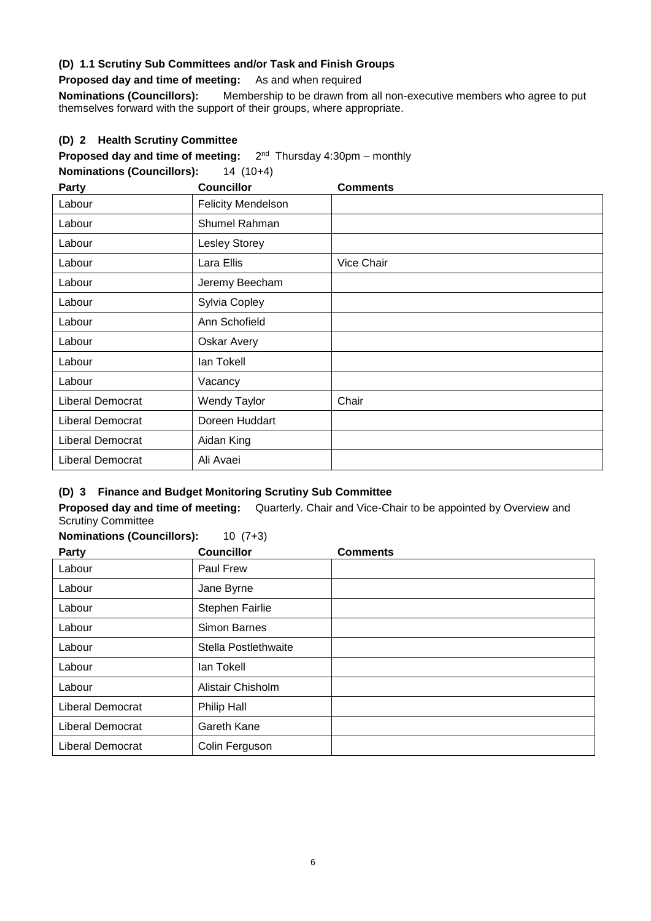### (D) 1.1 Scrutiny Sub Committees and/or Task and Finish Groups

**Proposed day and time of meeting:** As and when required

**Nominations (Councillors):** Membership to be drawn from all non-executive members who agree to put themselves forward with the support of their groups, where appropriate.

### (D) 2 Health Scrutiny Committee

**Proposed day and time of meeting:** 2nd Thursday 4:30pm – monthly

**Nominations (Councillors):** 14 (10+4)

| Party | Councillor | Comments |
|---|---|---|
| Labour | Felicity Mendelson | |
| Labour | Shumel Rahman | |
| Labour | Lesley Storey | |
| Labour | Lara Ellis | Vice Chair |
| Labour | Jeremy Beecham | |
| Labour | Sylvia Copley | |
| Labour | Ann Schofield | |
| Labour | Oskar Avery | |
| Labour | Ian Tokell | |
| Labour | Vacancy | |
| Liberal Democrat | Wendy Taylor | Chair |
| Liberal Democrat | Doreen Huddart | |
| Liberal Democrat | Aidan King | |
| Liberal Democrat | Ali Avaei | |

### (D) 3 Finance and Budget Monitoring Scrutiny Sub Committee

**Proposed day and time of meeting:** Quarterly. Chair and Vice-Chair to be appointed by Overview and Scrutiny Committee

**Nominations (Councillors):** 10 (7+3)

| Party | Councillor | Comments |
|---|---|---|
| Labour | Paul Frew | |
| Labour | Jane Byrne | |
| Labour | Stephen Fairlie | |
| Labour | Simon Barnes | |
| Labour | Stella Postlethwaite | |
| Labour | Ian Tokell | |
| Labour | Alistair Chisholm | |
| Liberal Democrat | Philip Hall | |
| Liberal Democrat | Gareth Kane | |
| Liberal Democrat | Colin Ferguson | |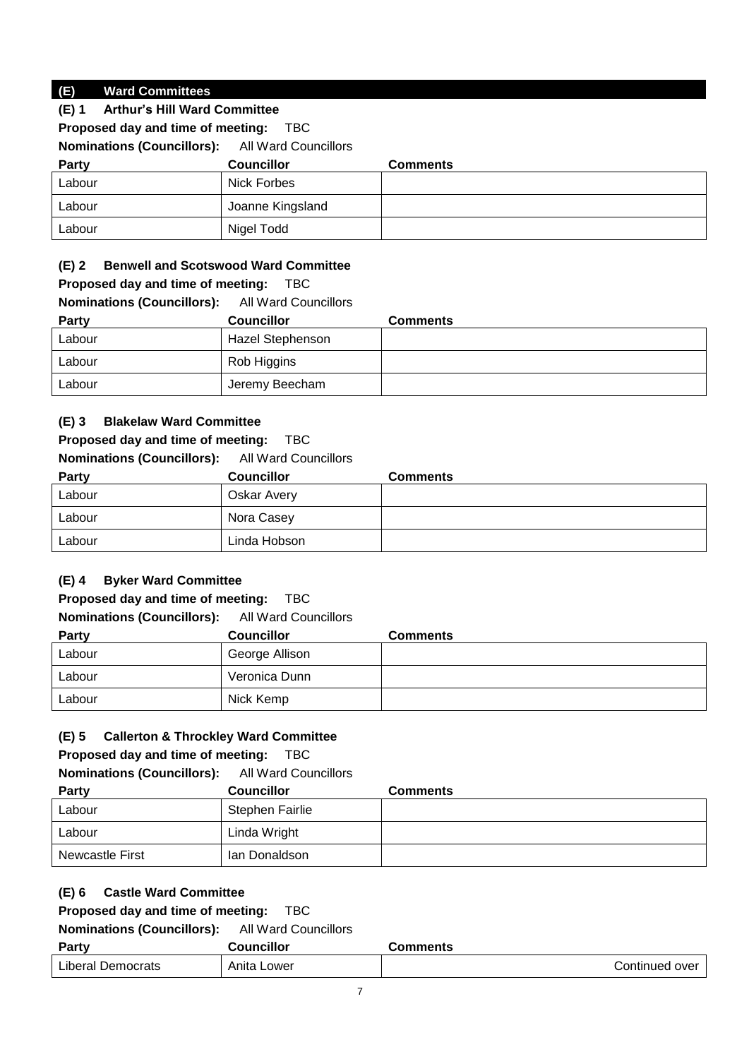## (E) Ward Committees

### (E) 1 Arthur's Hill Ward Committee

**Proposed day and time of meeting:** TBC

**Nominations (Councillors):** All Ward Councillors

| Party | Councillor | Comments |
|---|---|---|
| Labour | Nick Forbes | |
| Labour | Joanne Kingsland | |
| Labour | Nigel Todd | |

### (E) 2 Benwell and Scotswood Ward Committee

**Proposed day and time of meeting:** TBC

**Nominations (Councillors):** All Ward Councillors

| Party | Councillor | Comments |
|---|---|---|
| Labour | Hazel Stephenson | |
| Labour | Rob Higgins | |
| Labour | Jeremy Beecham | |

### (E) 3 Blakelaw Ward Committee

**Proposed day and time of meeting:** TBC

**Nominations (Councillors):** All Ward Councillors

| Party | Councillor | Comments |
|---|---|---|
| Labour | Oskar Avery | |
| Labour | Nora Casey | |
| Labour | Linda Hobson | |

### (E) 4 Byker Ward Committee

**Proposed day and time of meeting:** TBC

**Nominations (Councillors):** All Ward Councillors

| Party | Councillor | Comments |
|---|---|---|
| Labour | George Allison | |
| Labour | Veronica Dunn | |
| Labour | Nick Kemp | |

### (E) 5 Callerton & Throckley Ward Committee

**Proposed day and time of meeting:** TBC

**Nominations (Councillors):** All Ward Councillors

| Party | Councillor | Comments |
|---|---|---|
| Labour | Stephen Fairlie | |
| Labour | Linda Wright | |
| Newcastle First | Ian Donaldson | |

### (E) 6 Castle Ward Committee

**Proposed day and time of meeting:** TBC

**Nominations (Councillors):** All Ward Councillors

| Party | Councillor | Comments |
|---|---|---|
| Liberal Democrats | Anita Lower | Continued over |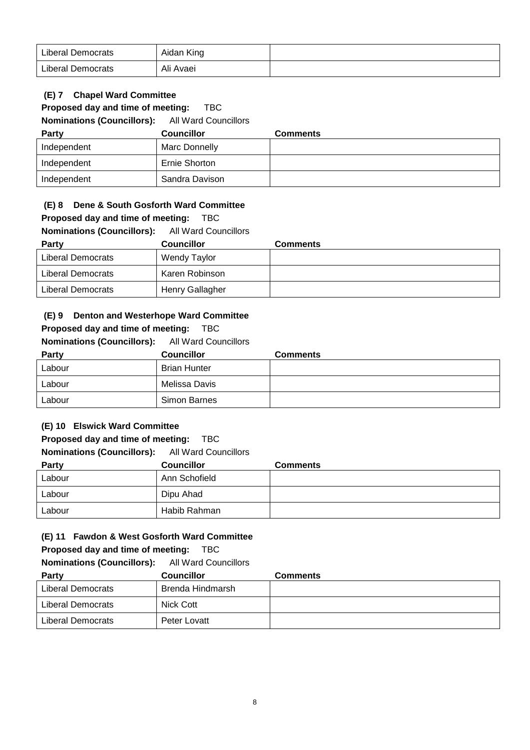| Liberal Democrats | Aidan King | |
|---|---|---|
| Liberal Democrats | Ali Avaei | |

**(E) 7 Chapel Ward Committee**

**Proposed day and time of meeting:** TBC

**Nominations (Councillors):** All Ward Councillors

| Party | Councillor | Comments |
|---|---|---|
| Independent | Marc Donnelly | |
| Independent | Ernie Shorton | |
| Independent | Sandra Davison | |

**(E) 8 Dene & South Gosforth Ward Committee**

**Proposed day and time of meeting:** TBC

**Nominations (Councillors):** All Ward Councillors

| Party | Councillor | Comments |
|---|---|---|
| Liberal Democrats | Wendy Taylor | |
| Liberal Democrats | Karen Robinson | |
| Liberal Democrats | Henry Gallagher | |

**(E) 9 Denton and Westerhope Ward Committee**

**Proposed day and time of meeting:** TBC

**Nominations (Councillors):** All Ward Councillors

| Party | Councillor | Comments |
|---|---|---|
| Labour | Brian Hunter | |
| Labour | Melissa Davis | |
| Labour | Simon Barnes | |

**(E) 10 Elswick Ward Committee**

**Proposed day and time of meeting:** TBC

**Nominations (Councillors):** All Ward Councillors

| Party | Councillor | Comments |
|---|---|---|
| Labour | Ann Schofield | |
| Labour | Dipu Ahad | |
| Labour | Habib Rahman | |

**(E) 11 Fawdon & West Gosforth Ward Committee**

**Proposed day and time of meeting:** TBC

**Nominations (Councillors):** All Ward Councillors

| Party | Councillor | Comments |
|---|---|---|
| Liberal Democrats | Brenda Hindmarsh | |
| Liberal Democrats | Nick Cott | |
| Liberal Democrats | Peter Lovatt | |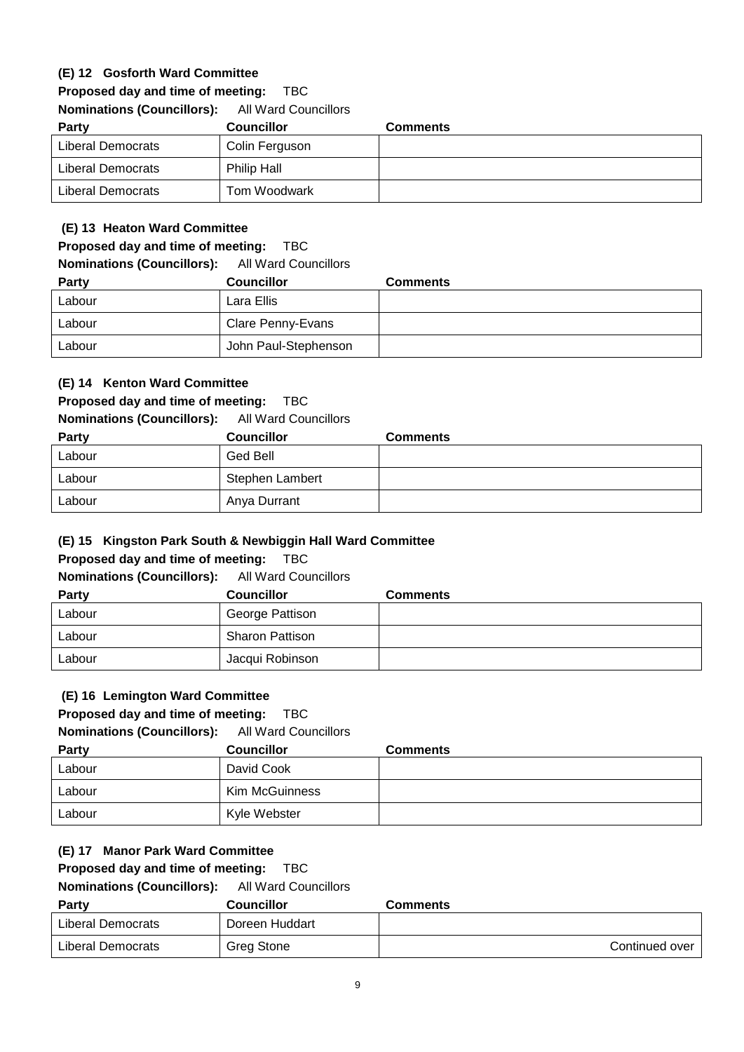**(E) 12 Gosforth Ward Committee**

**Proposed day and time of meeting:** TBC

**Nominations (Councillors):** All Ward Councillors

| Party | Councillor | Comments |
|---|---|---|
| Liberal Democrats | Colin Ferguson | |
| Liberal Democrats | Philip Hall | |
| Liberal Democrats | Tom Woodwark | |

**(E) 13 Heaton Ward Committee**

**Proposed day and time of meeting:** TBC

**Nominations (Councillors):** All Ward Councillors

| Party | Councillor | Comments |
|---|---|---|
| Labour | Lara Ellis | |
| Labour | Clare Penny-Evans | |
| Labour | John Paul-Stephenson | |

**(E) 14 Kenton Ward Committee**

**Proposed day and time of meeting:** TBC

**Nominations (Councillors):** All Ward Councillors

| Party | Councillor | Comments |
|---|---|---|
| Labour | Ged Bell | |
| Labour | Stephen Lambert | |
| Labour | Anya Durrant | |

**(E) 15 Kingston Park South & Newbiggin Hall Ward Committee**

**Proposed day and time of meeting:** TBC

**Nominations (Councillors):** All Ward Councillors

| Party | Councillor | Comments |
|---|---|---|
| Labour | George Pattison | |
| Labour | Sharon Pattison | |
| Labour | Jacqui Robinson | |

**(E) 16 Lemington Ward Committee**

**Proposed day and time of meeting:** TBC

**Nominations (Councillors):** All Ward Councillors

| Party | Councillor | Comments |
|---|---|---|
| Labour | David Cook | |
| Labour | Kim McGuinness | |
| Labour | Kyle Webster | |

**(E) 17 Manor Park Ward Committee**

**Proposed day and time of meeting:** TBC

**Nominations (Councillors):** All Ward Councillors

| Party | Councillor | Comments |
|---|---|---|
| Liberal Democrats | Doreen Huddart | |
| Liberal Democrats | Greg Stone | Continued over |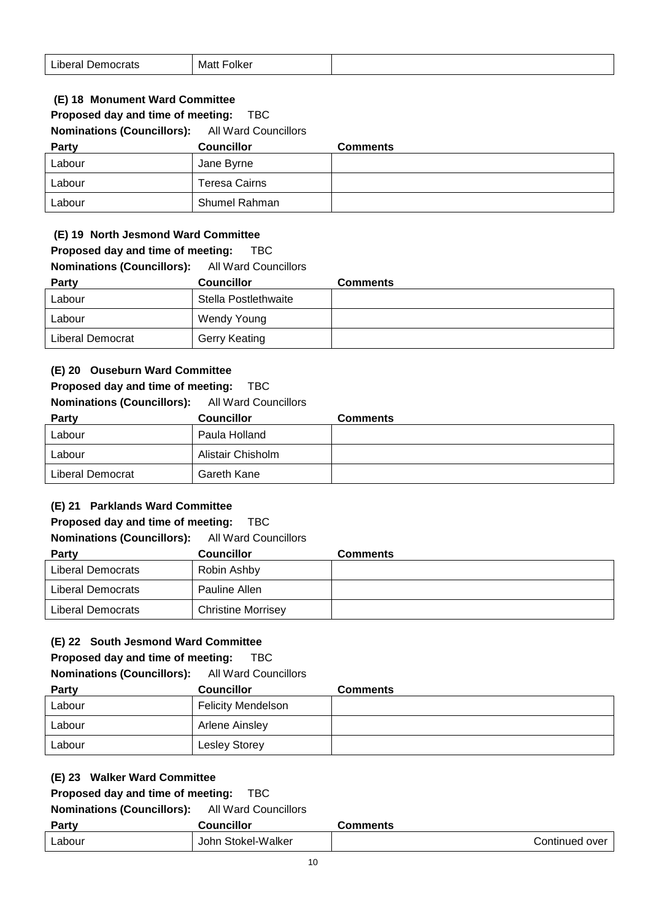| Liberal Democrats | Matt Folker | |
|---|---|---|

**(E) 18 Monument Ward Committee**

**Proposed day and time of meeting:** TBC

**Nominations (Councillors):** All Ward Councillors

| Party | Councillor | Comments |
|---|---|---|
| Labour | Jane Byrne | |
| Labour | Teresa Cairns | |
| Labour | Shumel Rahman | |

**(E) 19 North Jesmond Ward Committee**

**Proposed day and time of meeting:** TBC

**Nominations (Councillors):** All Ward Councillors

| Party | Councillor | Comments |
|---|---|---|
| Labour | Stella Postlethwaite | |
| Labour | Wendy Young | |
| Liberal Democrat | Gerry Keating | |

**(E) 20 Ouseburn Ward Committee**

**Proposed day and time of meeting:** TBC

**Nominations (Councillors):** All Ward Councillors

| Party | Councillor | Comments |
|---|---|---|
| Labour | Paula Holland | |
| Labour | Alistair Chisholm | |
| Liberal Democrat | Gareth Kane | |

**(E) 21 Parklands Ward Committee**

**Proposed day and time of meeting:** TBC

**Nominations (Councillors):** All Ward Councillors

| Party | Councillor | Comments |
|---|---|---|
| Liberal Democrats | Robin Ashby | |
| Liberal Democrats | Pauline Allen | |
| Liberal Democrats | Christine Morrisey | |

**(E) 22 South Jesmond Ward Committee**

**Proposed day and time of meeting:** TBC

**Nominations (Councillors):** All Ward Councillors

| Party | Councillor | Comments |
|---|---|---|
| Labour | Felicity Mendelson | |
| Labour | Arlene Ainsley | |
| Labour | Lesley Storey | |

**(E) 23 Walker Ward Committee**

**Proposed day and time of meeting:** TBC

**Nominations (Councillors):** All Ward Councillors

| Party | Councillor | Comments |
|---|---|---|
| Labour | John Stokel-Walker | Continued over |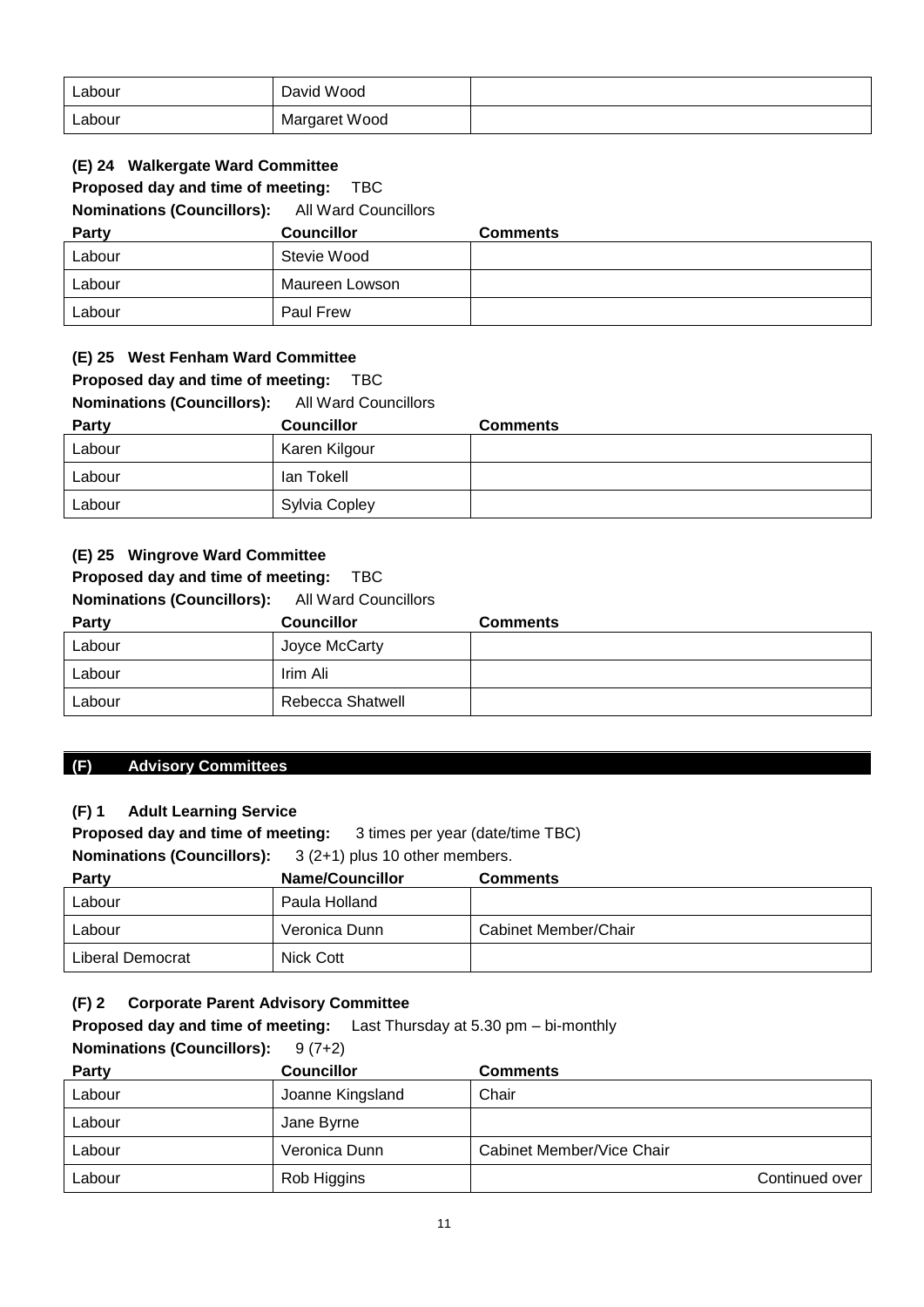| Labour | David Wood | |
|---|---|---|
| Labour | Margaret Wood | |

### (E) 24 Walkergate Ward Committee

**Proposed day and time of meeting:** TBC

**Nominations (Councillors):** All Ward Councillors

| Party | Councillor | Comments |
|---|---|---|
| Labour | Stevie Wood | |
| Labour | Maureen Lowson | |
| Labour | Paul Frew | |

### (E) 25 West Fenham Ward Committee

**Proposed day and time of meeting:** TBC

**Nominations (Councillors):** All Ward Councillors

| Party | Councillor | Comments |
|---|---|---|
| Labour | Karen Kilgour | |
| Labour | Ian Tokell | |
| Labour | Sylvia Copley | |

### (E) 25 Wingrove Ward Committee

**Proposed day and time of meeting:** TBC

**Nominations (Councillors):** All Ward Councillors

| Party | Councillor | Comments |
|---|---|---|
| Labour | Joyce McCarty | |
| Labour | Irim Ali | |
| Labour | Rebecca Shatwell | |

## (F) Advisory Committees

### (F) 1 Adult Learning Service

**Proposed day and time of meeting:** 3 times per year (date/time TBC)

**Nominations (Councillors):** 3 (2+1) plus 10 other members.

| Party | Name/Councillor | Comments |
|---|---|---|
| Labour | Paula Holland | |
| Labour | Veronica Dunn | Cabinet Member/Chair |
| Liberal Democrat | Nick Cott | |

### (F) 2 Corporate Parent Advisory Committee

**Proposed day and time of meeting:** Last Thursday at 5.30 pm – bi-monthly

**Nominations (Councillors):** 9 (7+2)

| Party | Councillor | Comments |
|---|---|---|
| Labour | Joanne Kingsland | Chair |
| Labour | Jane Byrne | |
| Labour | Veronica Dunn | Cabinet Member/Vice Chair |
| Labour | Rob Higgins | Continued over |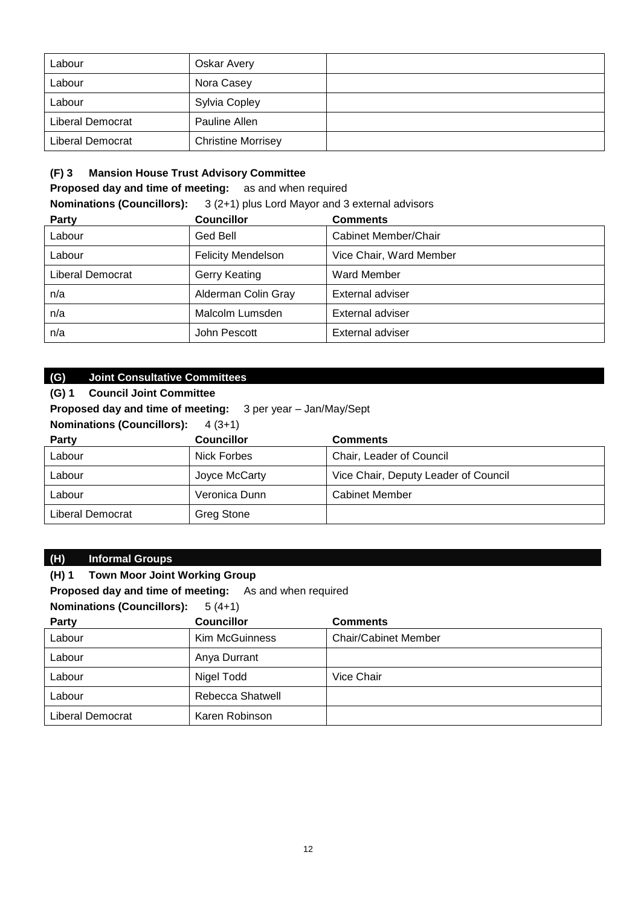| Labour | Oskar Avery | |
|---|---|---|
| Labour | Nora Casey | |
| Labour | Sylvia Copley | |
| Liberal Democrat | Pauline Allen | |
| Liberal Democrat | Christine Morrisey | |

**(F) 3 Mansion House Trust Advisory Committee**

**Proposed day and time of meeting:** as and when required

**Nominations (Councillors):** 3 (2+1) plus Lord Mayor and 3 external advisors

| Party | Councillor | Comments |
|---|---|---|
| Labour | Ged Bell | Cabinet Member/Chair |
| Labour | Felicity Mendelson | Vice Chair, Ward Member |
| Liberal Democrat | Gerry Keating | Ward Member |
| n/a | Alderman Colin Gray | External adviser |
| n/a | Malcolm Lumsden | External adviser |
| n/a | John Pescott | External adviser |

## (G) Joint Consultative Committees

**(G) 1 Council Joint Committee**

**Proposed day and time of meeting:** 3 per year – Jan/May/Sept

**Nominations (Councillors):** 4 (3+1)

| Party | Councillor | Comments |
|---|---|---|
| Labour | Nick Forbes | Chair, Leader of Council |
| Labour | Joyce McCarty | Vice Chair, Deputy Leader of Council |
| Labour | Veronica Dunn | Cabinet Member |
| Liberal Democrat | Greg Stone | |

## (H) Informal Groups

**(H) 1 Town Moor Joint Working Group**

**Proposed day and time of meeting:** As and when required

**Nominations (Councillors):** 5 (4+1)

| Party | Councillor | Comments |
|---|---|---|
| Labour | Kim McGuinness | Chair/Cabinet Member |
| Labour | Anya Durrant | |
| Labour | Nigel Todd | Vice Chair |
| Labour | Rebecca Shatwell | |
| Liberal Democrat | Karen Robinson | |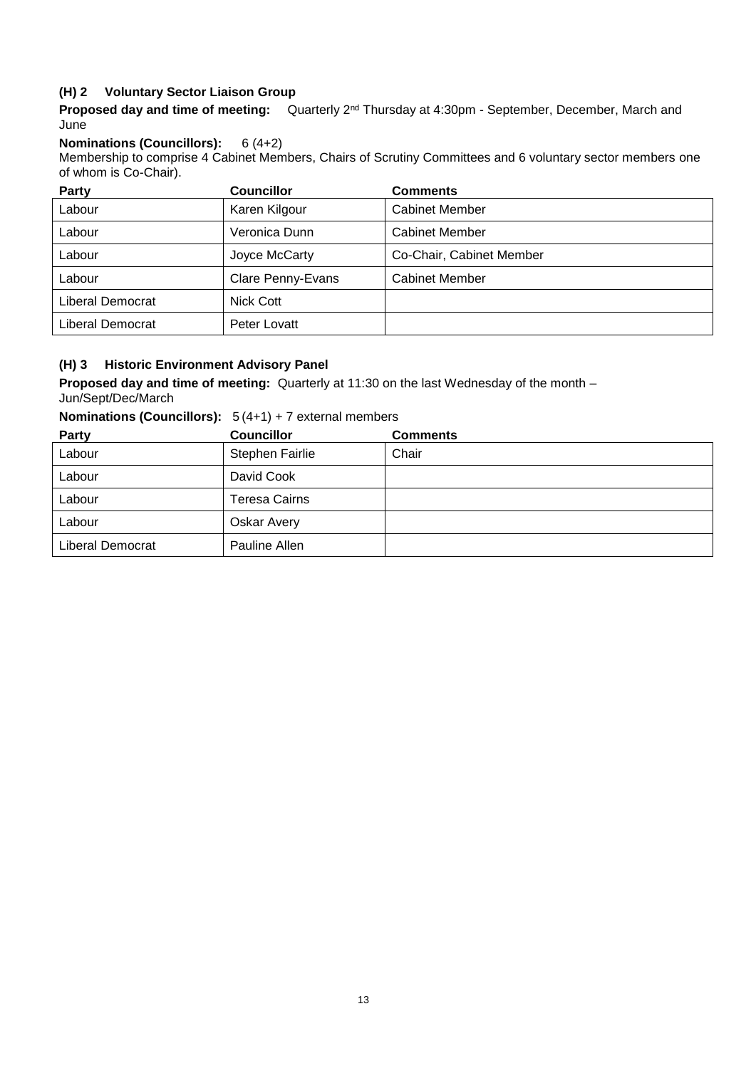### (H) 2 Voluntary Sector Liaison Group

**Proposed day and time of meeting:** Quarterly 2nd Thursday at 4:30pm - September, December, March and June

**Nominations (Councillors):** 6 (4+2)

Membership to comprise 4 Cabinet Members, Chairs of Scrutiny Committees and 6 voluntary sector members one of whom is Co-Chair).

| Party | Councillor | Comments |
|---|---|---|
| Labour | Karen Kilgour | Cabinet Member |
| Labour | Veronica Dunn | Cabinet Member |
| Labour | Joyce McCarty | Co-Chair, Cabinet Member |
| Labour | Clare Penny-Evans | Cabinet Member |
| Liberal Democrat | Nick Cott | |
| Liberal Democrat | Peter Lovatt | |

### (H) 3 Historic Environment Advisory Panel

**Proposed day and time of meeting:** Quarterly at 11:30 on the last Wednesday of the month – Jun/Sept/Dec/March

**Nominations (Councillors):** 5 (4+1) + 7 external members

| Party | Councillor | Comments |
|---|---|---|
| Labour | Stephen Fairlie | Chair |
| Labour | David Cook | |
| Labour | Teresa Cairns | |
| Labour | Oskar Avery | |
| Liberal Democrat | Pauline Allen | |